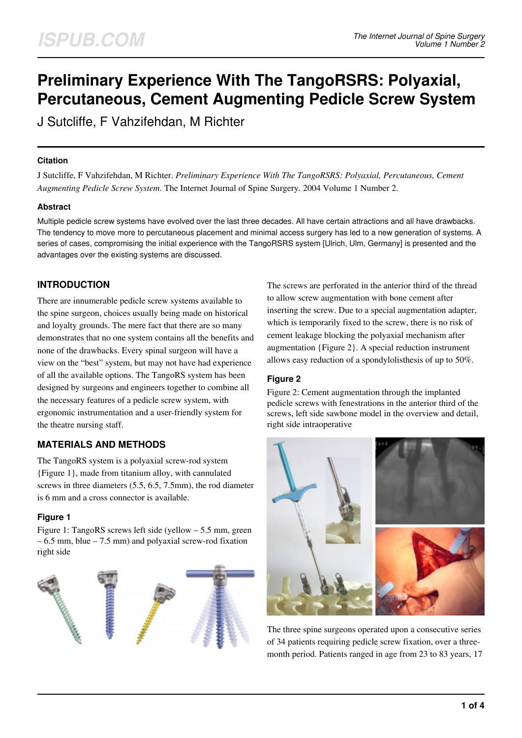# Preliminary Experience With The TangoRSRS: Polyaxial, Percutaneous, Cement Augmenting Pedicle Screw System

J Sutcliffe, F Vahzifehdan, M Richter

### Citation

J Sutcliffe, F Vahzifehdan, M Richter. *Preliminary Experience With The TangoRSRS: Polyaxial, Percutaneous, Cement Augmenting Pedicle Screw System*. The Internet Journal of Spine Surgery. 2004 Volume 1 Number 2.

### Abstract

Multiple pedicle screw systems have evolved over the last three decades. All have certain attractions and all have drawbacks. The tendency to move more to percutaneous placement and minimal access surgery has led to a new generation of systems. A series of cases, compromising the initial experience with the TangoRSRS system [Ulrich, Ulm, Germany] is presented and the advantages over the existing systems are discussed.

## INTRODUCTION

There are innumerable pedicle screw systems available to the spine surgeon, choices usually being made on historical and loyalty grounds. The mere fact that there are so many demonstrates that no one system contains all the benefits and none of the drawbacks. Every spinal surgeon will have a view on the "best" system, but may not have had experience of all the available options. The TangoRS system has been designed by surgeons and engineers together to combine all the necessary features of a pedicle screw system, with ergonomic instrumentation and a user-friendly system for the theatre nursing staff.

## MATERIALS AND METHODS

The TangoRS system is a polyaxial screw-rod system {Figure 1}, made from titanium alloy, with cannulated screws in three diameters (5.5, 6.5, 7.5mm), the rod diameter is 6 mm and a cross connector is available.

### Figure 1

Figure 1: TangoRS screws left side (yellow – 5.5 mm, green – 6.5 mm, blue – 7.5 mm) and polyaxial screw-rod fixation right side

The screws are perforated in the anterior third of the thread to allow screw augmentation with bone cement after inserting the screw. Due to a special augmentation adapter, which is temporarily fixed to the screw, there is no risk of cement leakage blocking the polyaxial mechanism after augmentation {Figure 2}. A special reduction instrument allows easy reduction of a spondylolisthesis of up to 50%.

### Figure 2

Figure 2: Cement augmentation through the implanted pedicle screws with fenestrations in the anterior third of the screws, left side sawbone model in the overview and detail, right side intraoperative

The three spine surgeons operated upon a consecutive series of 34 patients requiring pedicle screw fixation, over a three-month period. Patients ranged in age from 23 to 83 years, 17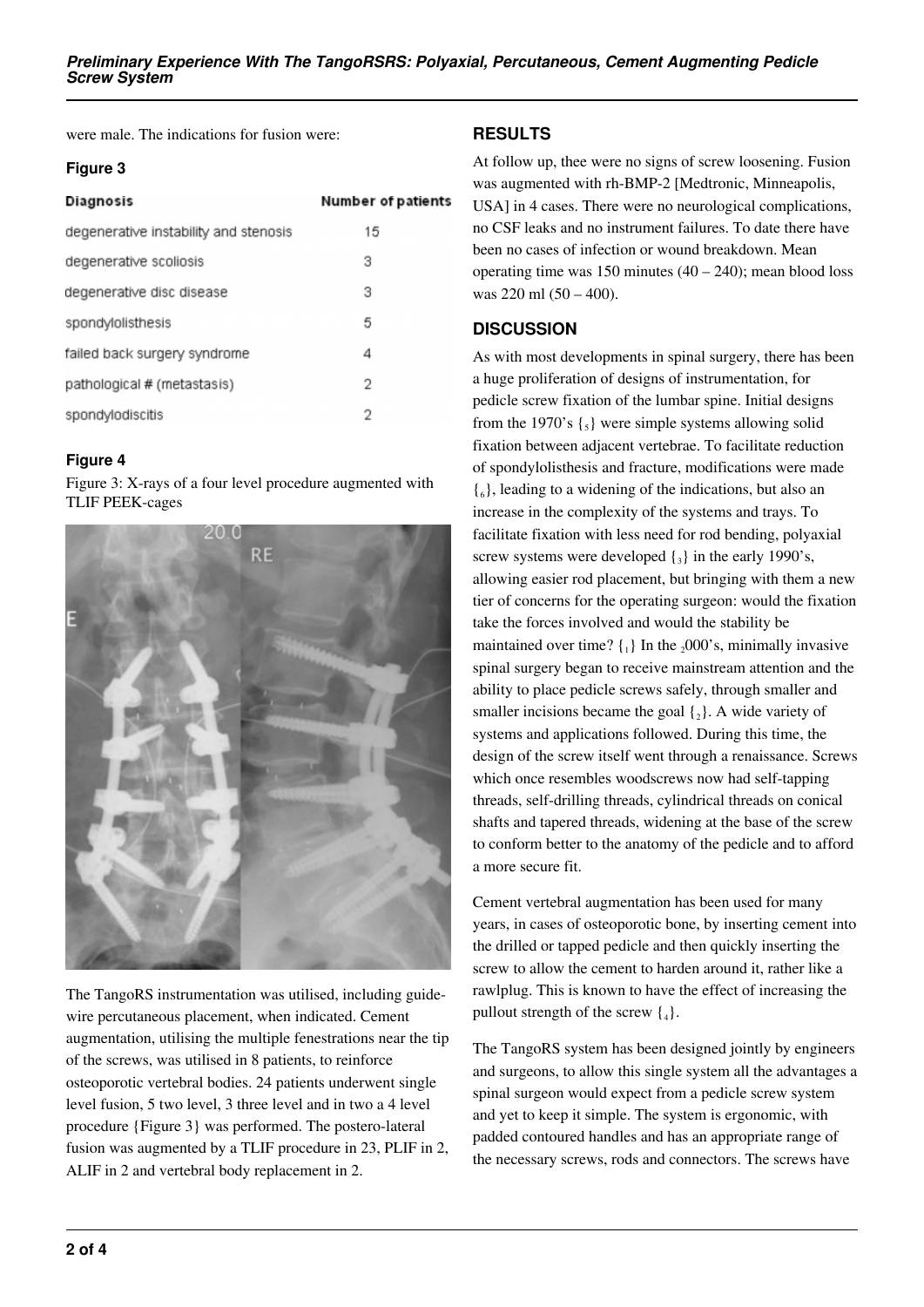were male. The indications for fusion were:

### Figure 3

| Diagnosis | Number of patients |
| --- | --- |
| degenerative instability and stenosis | 15 |
| degenerative scoliosis | 3 |
| degenerative disc disease | 3 |
| spondylolisthesis | 5 |
| failed back surgery syndrome | 4 |
| pathological # (metastasis) | 2 |
| spondylodiscitis | 2 |

### Figure 4

Figure 3: X-rays of a four level procedure augmented with TLIF PEEK-cages

The TangoRS instrumentation was utilised, including guide-wire percutaneous placement, when indicated. Cement augmentation, utilising the multiple fenestrations near the tip of the screws, was utilised in 8 patients, to reinforce osteoporotic vertebral bodies. 24 patients underwent single level fusion, 5 two level, 3 three level and in two a 4 level procedure {Figure 3} was performed. The postero-lateral fusion was augmented by a TLIF procedure in 23, PLIF in 2, ALIF in 2 and vertebral body replacement in 2.

## RESULTS

At follow up, thee were no signs of screw loosening. Fusion was augmented with rh-BMP-2 [Medtronic, Minneapolis, USA] in 4 cases. There were no neurological complications, no CSF leaks and no instrument failures. To date there have been no cases of infection or wound breakdown. Mean operating time was 150 minutes (40 – 240); mean blood loss was 220 ml (50 – 400).

## DISCUSSION

As with most developments in spinal surgery, there has been a huge proliferation of designs of instrumentation, for pedicle screw fixation of the lumbar spine. Initial designs from the 1970's {5} were simple systems allowing solid fixation between adjacent vertebrae. To facilitate reduction of spondylolisthesis and fracture, modifications were made {6}, leading to a widening of the indications, but also an increase in the complexity of the systems and trays. To facilitate fixation with less need for rod bending, polyaxial screw systems were developed {3} in the early 1990's, allowing easier rod placement, but bringing with them a new tier of concerns for the operating surgeon: would the fixation take the forces involved and would the stability be maintained over time? {1} In the 2000's, minimally invasive spinal surgery began to receive mainstream attention and the ability to place pedicle screws safely, through smaller and smaller incisions became the goal {2}. A wide variety of systems and applications followed. During this time, the design of the screw itself went through a renaissance. Screws which once resembles woodscrews now had self-tapping threads, self-drilling threads, cylindrical threads on conical shafts and tapered threads, widening at the base of the screw to conform better to the anatomy of the pedicle and to afford a more secure fit.

Cement vertebral augmentation has been used for many years, in cases of osteoporotic bone, by inserting cement into the drilled or tapped pedicle and then quickly inserting the screw to allow the cement to harden around it, rather like a rawlplug. This is known to have the effect of increasing the pullout strength of the screw {4}.

The TangoRS system has been designed jointly by engineers and surgeons, to allow this single system all the advantages a spinal surgeon would expect from a pedicle screw system and yet to keep it simple. The system is ergonomic, with padded contoured handles and has an appropriate range of the necessary screws, rods and connectors. The screws have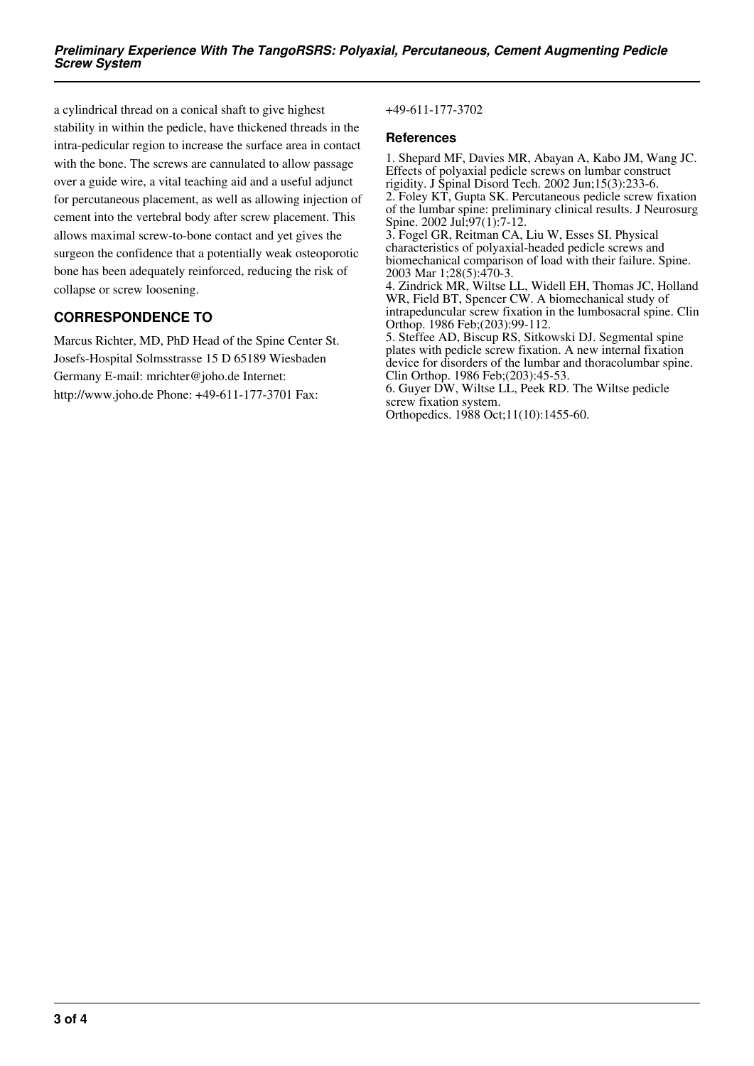a cylindrical thread on a conical shaft to give highest stability in within the pedicle, have thickened threads in the intra-pedicular region to increase the surface area in contact with the bone. The screws are cannulated to allow passage over a guide wire, a vital teaching aid and a useful adjunct for percutaneous placement, as well as allowing injection of cement into the vertebral body after screw placement. This allows maximal screw-to-bone contact and yet gives the surgeon the confidence that a potentially weak osteoporotic bone has been adequately reinforced, reducing the risk of collapse or screw loosening.

## CORRESPONDENCE TO

Marcus Richter, MD, PhD Head of the Spine Center St. Josefs-Hospital Solmsstrasse 15 D 65189 Wiesbaden Germany E-mail: mrichter@joho.de Internet: http://www.joho.de Phone: +49-611-177-3701 Fax: +49-611-177-3702

## References

1. Shepard MF, Davies MR, Abayan A, Kabo JM, Wang JC. Effects of polyaxial pedicle screws on lumbar construct rigidity. J Spinal Disord Tech. 2002 Jun;15(3):233-6.
2. Foley KT, Gupta SK. Percutaneous pedicle screw fixation of the lumbar spine: preliminary clinical results. J Neurosurg Spine. 2002 Jul;97(1):7-12.
3. Fogel GR, Reitman CA, Liu W, Esses SI. Physical characteristics of polyaxial-headed pedicle screws and biomechanical comparison of load with their failure. Spine. 2003 Mar 1;28(5):470-3.
4. Zindrick MR, Wiltse LL, Widell EH, Thomas JC, Holland WR, Field BT, Spencer CW. A biomechanical study of intrapeduncular screw fixation in the lumbosacral spine. Clin Orthop. 1986 Feb;(203):99-112.
5. Steffee AD, Biscup RS, Sitkowski DJ. Segmental spine plates with pedicle screw fixation. A new internal fixation device for disorders of the lumbar and thoracolumbar spine. Clin Orthop. 1986 Feb;(203):45-53.
6. Guyer DW, Wiltse LL, Peek RD. The Wiltse pedicle screw fixation system. Orthopedics. 1988 Oct;11(10):1455-60.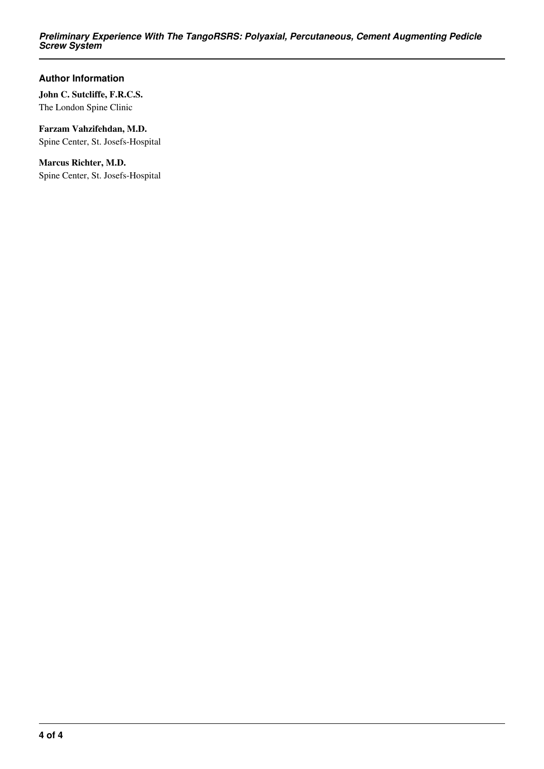## Author Information

**John C. Sutcliffe, F.R.C.S.**
The London Spine Clinic

**Farzam Vahzifehdan, M.D.**
Spine Center, St. Josefs-Hospital

**Marcus Richter, M.D.**
Spine Center, St. Josefs-Hospital